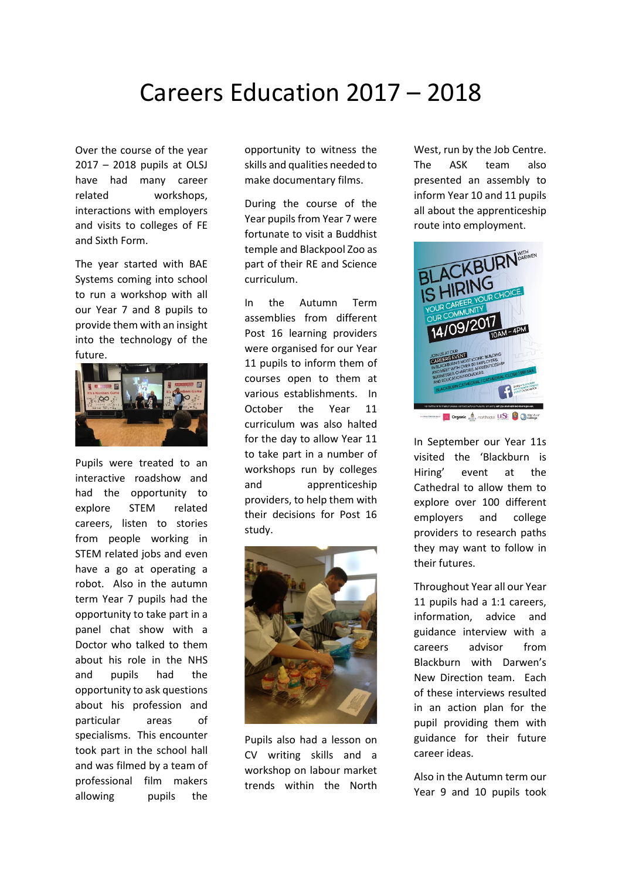# Careers Education 2017 – 2018

Over the course of the year 2017 – 2018 pupils at OLSJ have had many career related workshops, interactions with employers and visits to colleges of FE and Sixth Form.

The year started with BAE Systems coming into school to run a workshop with all our Year 7 and 8 pupils to provide them with an insight into the technology of the future.

Pupils were treated to an interactive roadshow and had the opportunity to explore STEM related careers, listen to stories from people working in STEM related jobs and even have a go at operating a robot. Also in the autumn term Year 7 pupils had the opportunity to take part in a panel chat show with a Doctor who talked to them about his role in the NHS and pupils had the opportunity to ask questions about his profession and particular areas of specialisms. This encounter took part in the school hall and was filmed by a team of professional film makers allowing pupils the opportunity to witness the skills and qualities needed to make documentary films.

During the course of the Year pupils from Year 7 were fortunate to visit a Buddhist temple and Blackpool Zoo as part of their RE and Science curriculum.

In the Autumn Term assemblies from different Post 16 learning providers were organised for our Year 11 pupils to inform them of courses open to them at various establishments. In October the Year 11 curriculum was also halted for the day to allow Year 11 to take part in a number of workshops run by colleges and apprenticeship providers, to help them with their decisions for Post 16 study.

Pupils also had a lesson on CV writing skills and a workshop on labour market trends within the North West, run by the Job Centre. The ASK team also presented an assembly to inform Year 10 and 11 pupils all about the apprenticeship route into employment.

In September our Year 11s visited the 'Blackburn is Hiring' event at the Cathedral to allow them to explore over 100 different employers and college providers to research paths they may want to follow in their futures.

Throughout Year all our Year 11 pupils had a 1:1 careers, information, advice and guidance interview with a careers advisor from Blackburn with Darwen's New Direction team. Each of these interviews resulted in an action plan for the pupil providing them with guidance for their future career ideas.

Also in the Autumn term our Year 9 and 10 pupils took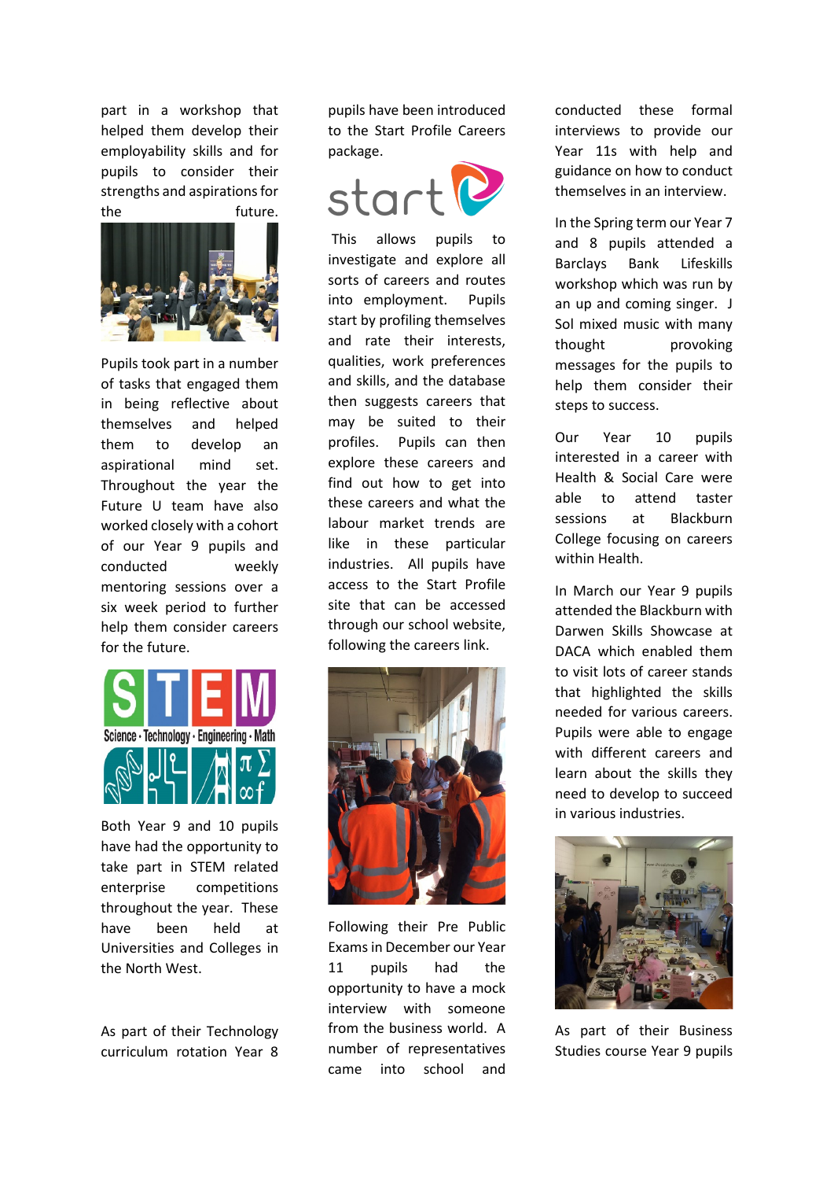part in a workshop that helped them develop their employability skills and for pupils to consider their strengths and aspirations for the future.

Pupils took part in a number of tasks that engaged them in being reflective about themselves and helped them to develop an aspirational mind set. Throughout the year the Future U team have also worked closely with a cohort of our Year 9 pupils and conducted weekly mentoring sessions over a six week period to further help them consider careers for the future.

Both Year 9 and 10 pupils have had the opportunity to take part in STEM related enterprise competitions throughout the year. These have been held at Universities and Colleges in the North West.

As part of their Technology curriculum rotation Year 8 pupils have been introduced to the Start Profile Careers package.

This allows pupils to investigate and explore all sorts of careers and routes into employment. Pupils start by profiling themselves and rate their interests, qualities, work preferences and skills, and the database then suggests careers that may be suited to their profiles. Pupils can then explore these careers and find out how to get into these careers and what the labour market trends are like in these particular industries. All pupils have access to the Start Profile site that can be accessed through our school website, following the careers link.

Following their Pre Public Exams in December our Year 11 pupils had the opportunity to have a mock interview with someone from the business world. A number of representatives came into school and conducted these formal interviews to provide our Year 11s with help and guidance on how to conduct themselves in an interview.

In the Spring term our Year 7 and 8 pupils attended a Barclays Bank Lifeskills workshop which was run by an up and coming singer. J Sol mixed music with many thought provoking messages for the pupils to help them consider their steps to success.

Our Year 10 pupils interested in a career with Health & Social Care were able to attend taster sessions at Blackburn College focusing on careers within Health.

In March our Year 9 pupils attended the Blackburn with Darwen Skills Showcase at DACA which enabled them to visit lots of career stands that highlighted the skills needed for various careers. Pupils were able to engage with different careers and learn about the skills they need to develop to succeed in various industries.

As part of their Business Studies course Year 9 pupils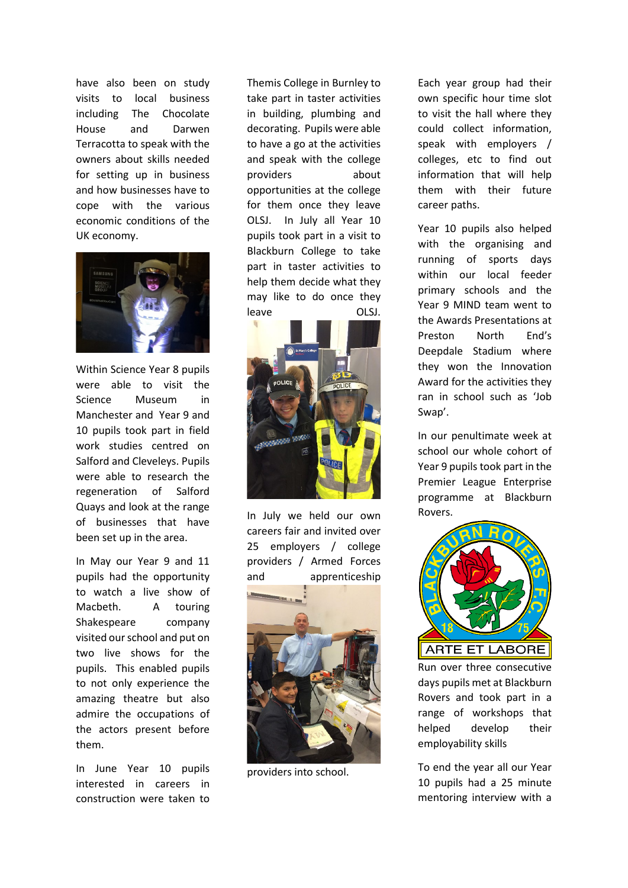have also been on study visits to local business including The Chocolate House and Darwen Terracotta to speak with the owners about skills needed for setting up in business and how businesses have to cope with the various economic conditions of the UK economy.

Within Science Year 8 pupils were able to visit the Science Museum in Manchester and Year 9 and 10 pupils took part in field work studies centred on Salford and Cleveleys. Pupils were able to research the regeneration of Salford Quays and look at the range of businesses that have been set up in the area.

In May our Year 9 and 11 pupils had the opportunity to watch a live show of Macbeth. A touring Shakespeare company visited our school and put on two live shows for the pupils. This enabled pupils to not only experience the amazing theatre but also admire the occupations of the actors present before them.

In June Year 10 pupils interested in careers in construction were taken to Themis College in Burnley to take part in taster activities in building, plumbing and decorating. Pupils were able to have a go at the activities and speak with the college providers about opportunities at the college for them once they leave OLSJ. In July all Year 10 pupils took part in a visit to Blackburn College to take part in taster activities to help them decide what they may like to do once they leave OLSJ.

In July we held our own careers fair and invited over 25 employers / college providers / Armed Forces and apprenticeship providers into school.

Each year group had their own specific hour time slot to visit the hall where they could collect information, speak with employers / colleges, etc to find out information that will help them with their future career paths.

Year 10 pupils also helped with the organising and running of sports days within our local feeder primary schools and the Year 9 MIND team went to the Awards Presentations at Preston North End's Deepdale Stadium where they won the Innovation Award for the activities they ran in school such as 'Job Swap'.

In our penultimate week at school our whole cohort of Year 9 pupils took part in the Premier League Enterprise programme at Blackburn Rovers.

Run over three consecutive days pupils met at Blackburn Rovers and took part in a range of workshops that helped develop their employability skills

To end the year all our Year 10 pupils had a 25 minute mentoring interview with a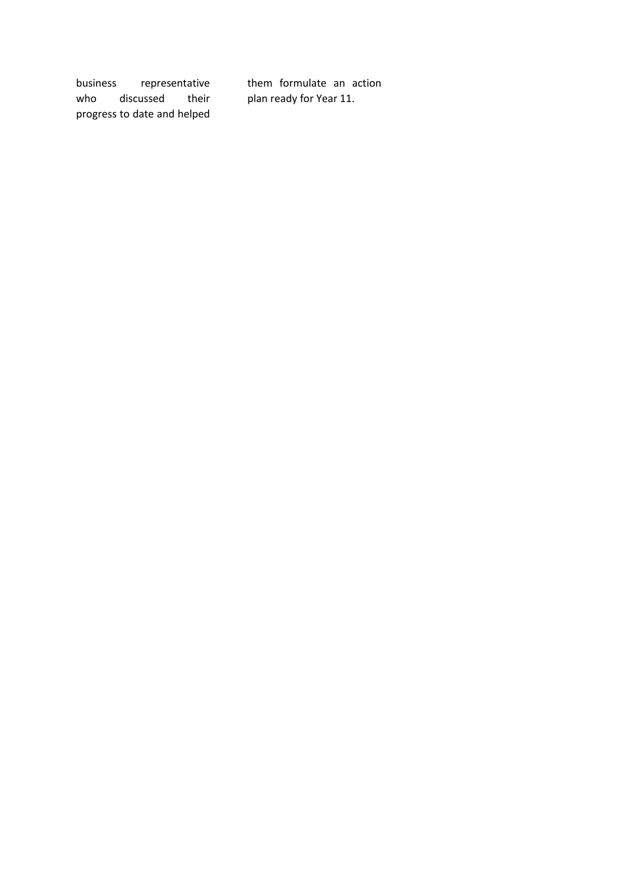business representative who discussed their progress to date and helped them formulate an action plan ready for Year 11.